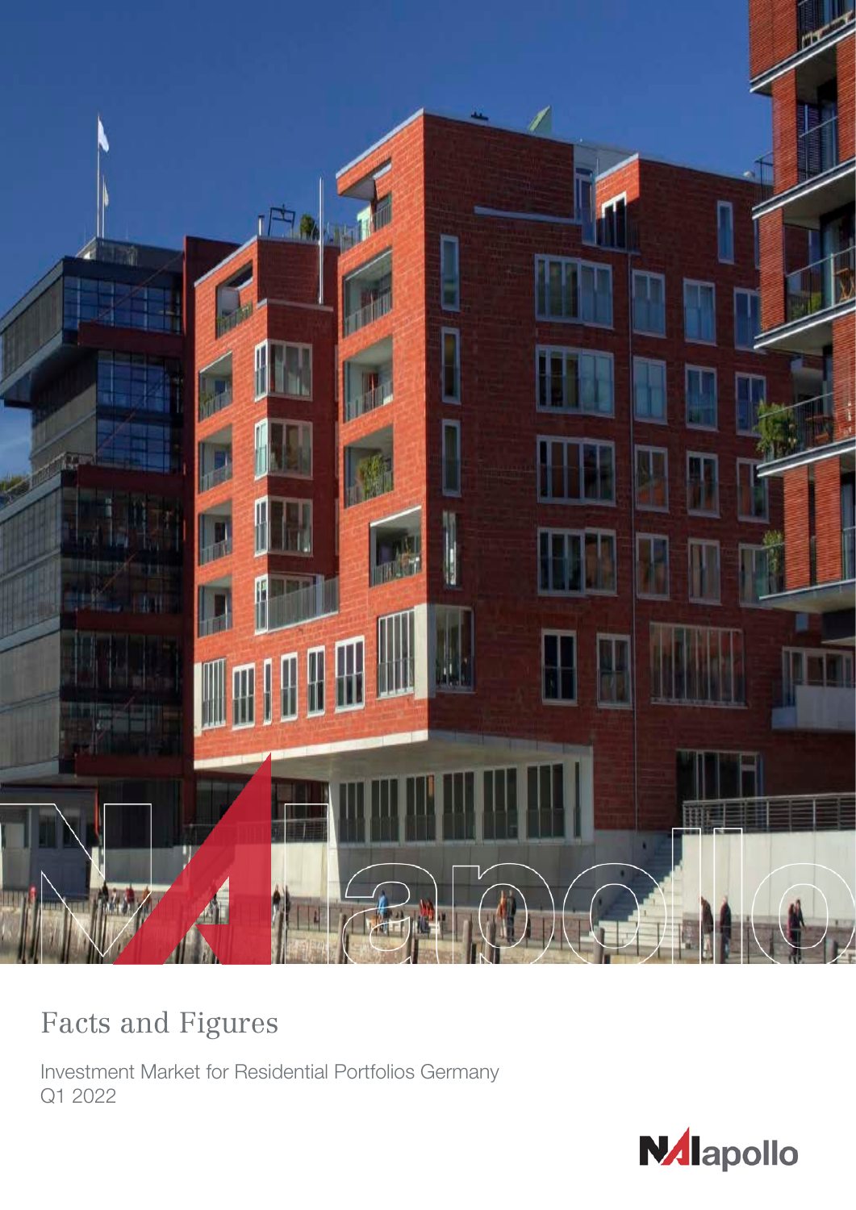# Facts and Figures

Investment Market for Residential Portfolios Germany
Q1 2022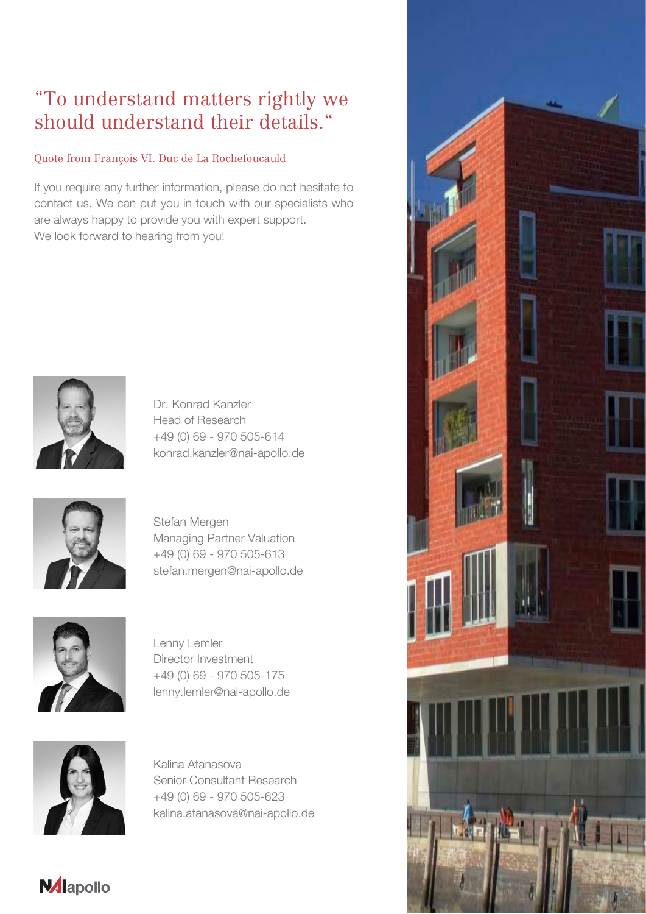# “To understand matters rightly we should understand their details.“

Quote from François VI. Duc de La Rochefoucauld

If you require any further information, please do not hesitate to contact us. We can put you in touch with our specialists who are always happy to provide you with expert support.
We look forward to hearing from you!

Dr. Konrad Kanzler
Head of Research
+49 (0) 69 - 970 505-614
konrad.kanzler@nai-apollo.de

Stefan Mergen
Managing Partner Valuation
+49 (0) 69 - 970 505-613
stefan.mergen@nai-apollo.de

Lenny Lemler
Director Investment
+49 (0) 69 - 970 505-175
lenny.lemler@nai-apollo.de

Kalina Atanasova
Senior Consultant Research
+49 (0) 69 - 970 505-623
kalina.atanasova@nai-apollo.de

NAI apollo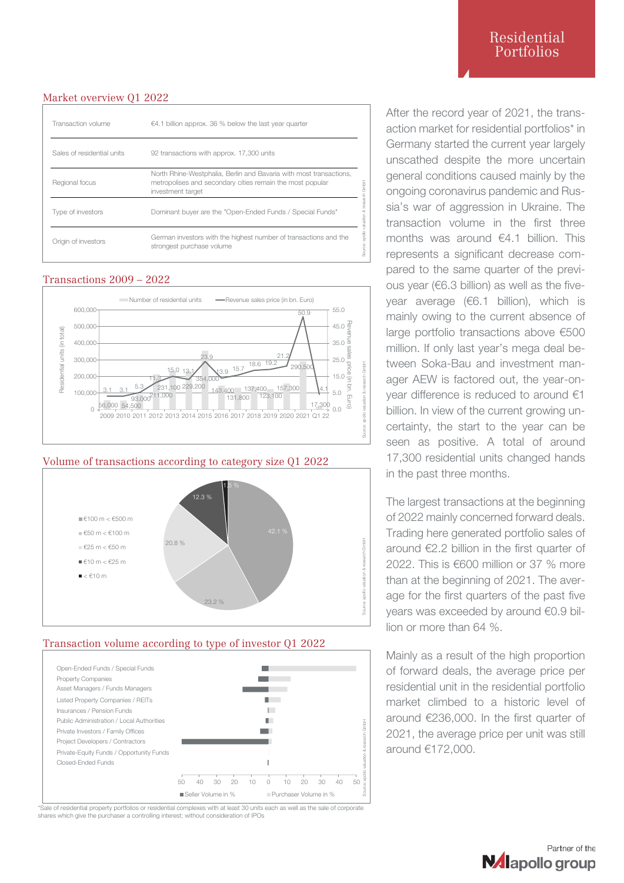# Residential Portfolios

## Market overview Q1 2022

| | |
|---|---|
| Transaction volume | €4.1 billion approx. 36 % below the last year quarter |
| Sales of residential units | 92 transactions with approx. 17,300 units |
| Regional focus | North Rhine-Westphalia, Berlin and Bavaria with most transactions, metropolises and secondary cities remain the most popular investment target |
| Type of investors | Dominant buyer are the "Open-Ended Funds / Special Funds" |
| Origin of investors | German investors with the highest number of transactions and the strongest purchase volume |

Source: apollo valuation & research GmbH

## Transactions 2009 – 2022

| Year | Number of residential units | Revenue sales price (in bn. Euro) |
|---|---|---|
| 2009 | 56,000 | 3.1 |
| 2010 | 54,500 | 3.1 |
| 2011 | 93,000 | 5.3 |
| 2012 | 211,000 | 11.3 |
| 2013 | 231,100 | 15.0 |
| 2014 | 229,200 | 13.1 |
| 2015 | 354,000 | 23.9 |
| 2016 | 143,400 | 13.9 |
| 2017 | 131,800 | 15.7 |
| 2018 | 137,400 | 18.6 |
| 2019 | 123,100 | 19.2 |
| 2020 | 157,300 | 21.2 |
| 2021 | 290,500 | 50.9 |
| Q1 22 | 17,300 | 4.1 |

Source: apollo valuation & research GmbH

## Volume of transactions according to category size Q1 2022

| Category | Share |
|---|---|
| €100 m < €500 m | 42.1 % |
| €50 m < €100 m | 23.2 % |
| €25 m < €50 m | 20.8 % |
| €10 m < €25 m | 12.3 % |
| < €10 m | 1.5 % |

Source: apollo valuation & research GmbH

## Transaction volume according to type of investor Q1 2022

Open-Ended Funds / Special Funds
Property Companies
Asset Managers / Funds Managers
Listed Property Companies / REITs
Insurances / Pension Funds
Public Administration / Local Authorities
Private Investors / Family Offices
Project Developers / Contractors
Private-Equity Funds / Opportunity Funds
Closed-Ended Funds

Seller Volume in % — Purchaser Volume in %

Source: apollo valuation & research GmbH

*Sale of residential property portfolios or residential complexes with at least 30 units each as well as the sale of corporate shares which give the purchaser a controlling interest; without consideration of IPOs

After the record year of 2021, the transaction market for residential portfolios* in Germany started the current year largely unscathed despite the more uncertain general conditions caused mainly by the ongoing coronavirus pandemic and Russia's war of aggression in Ukraine. The transaction volume in the first three months was around €4.1 billion. This represents a significant decrease compared to the same quarter of the previous year (€6.3 billion) as well as the five-year average (€6.1 billion), which is mainly owing to the current absence of large portfolio transactions above €500 million. If only last year's mega deal between Soka-Bau and investment manager AEW is factored out, the year-on-year difference is reduced to around €1 billion. In view of the current growing uncertainty, the start to the year can be seen as positive. A total of around 17,300 residential units changed hands in the past three months.

The largest transactions at the beginning of 2022 mainly concerned forward deals. Trading here generated portfolio sales of around €2.2 billion in the first quarter of 2022. This is €600 million or 37 % more than at the beginning of 2021. The average for the first quarters of the past five years was exceeded by around €0.9 billion or more than 64 %.

Mainly as a result of the high proportion of forward deals, the average price per residential unit in the residential portfolio market climbed to a historic level of around €236,000. In the first quarter of 2021, the average price per unit was still around €172,000.

Partner of the NAI apollo group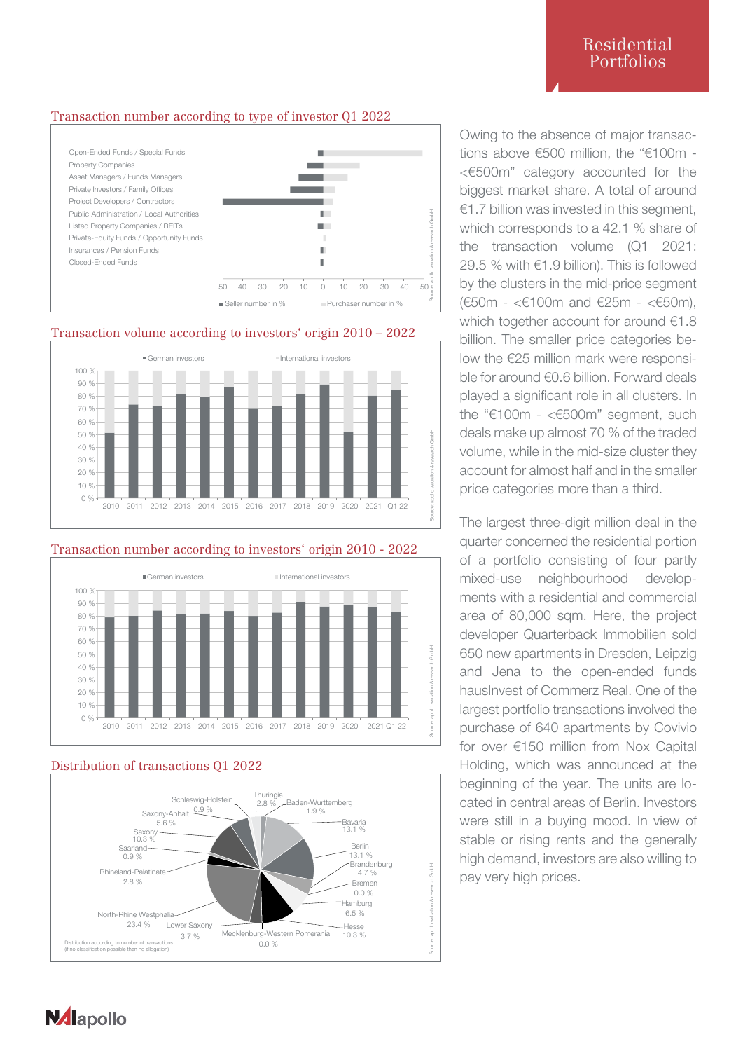## Residential Portfolios

### Transaction number according to type of investor Q1 2022

Open-Ended Funds / Special Funds
Property Companies
Asset Managers / Funds Managers
Private Investors / Family Offices
Project Developers / Contractors
Public Administration / Local Authorities
Listed Property Companies / REITs
Private-Equity Funds / Opportunity Funds
Insurances / Pension Funds
Closed-Ended Funds

50 40 30 20 10 0 10 20 30 40 50

Seller number in % | Purchaser number in %

Source: apollo valuation & research GmbH

### Transaction volume according to investors' origin 2010 – 2022

German investors | International investors

100 % 90 % 80 % 70 % 60 % 50 % 40 % 30 % 20 % 10 % 0 %

2010 2011 2012 2013 2014 2015 2016 2017 2018 2019 2020 2021 Q1 22

Source: apollo valuation & research GmbH

### Transaction number according to investors' origin 2010 - 2022

German investors | International investors

100 % 90 % 80 % 70 % 60 % 50 % 40 % 30 % 20 % 10 % 0 %

2010 2011 2012 2013 2014 2015 2016 2017 2018 2019 2020 2021 Q1 22

Source: apollo valuation & research GmbH

### Distribution of transactions Q1 2022

| Federal state | Share |
|---|---|
| Schleswig-Holstein | 0.9 % |
| Thuringia | 2.8 % |
| Baden-Wurttemberg | 1.9 % |
| Bavaria | 13.1 % |
| Berlin | 13.1 % |
| Brandenburg | 4.7 % |
| Bremen | 0.0 % |
| Hamburg | 6.5 % |
| Hesse | 10.3 % |
| Mecklenburg-Western Pomerania | 0.0 % |
| Lower Saxony | 3.7 % |
| North-Rhine Westphalia | 23.4 % |
| Rhineland-Palatinate | 2.8 % |
| Saarland | 0.9 % |
| Saxony | 10.3 % |
| Saxony-Anhalt | 5.6 % |

Distribution according to number of transactions
(if no classification possible then no allocation)

Source: apollo valuation & research GmbH

Owing to the absence of major transactions above €500 million, the "€100m - <€500m" category accounted for the biggest market share. A total of around €1.7 billion was invested in this segment, which corresponds to a 42.1 % share of the transaction volume (Q1 2021: 29.5 % with €1.9 billion). This is followed by the clusters in the mid-price segment (€50m - <€100m and €25m - <€50m), which together account for around €1.8 billion. The smaller price categories below the €25 million mark were responsible for around €0.6 billion. Forward deals played a significant role in all clusters. In the "€100m - <€500m" segment, such deals make up almost 70 % of the traded volume, while in the mid-size cluster they account for almost half and in the smaller price categories more than a third.

The largest three-digit million deal in the quarter concerned the residential portion of a portfolio consisting of four partly mixed-use neighbourhood developments with a residential and commercial area of 80,000 sqm. Here, the project developer Quarterback Immobilien sold 650 new apartments in Dresden, Leipzig and Jena to the open-ended funds hausInvest of Commerz Real. One of the largest portfolio transactions involved the purchase of 640 apartments by Covivio for over €150 million from Nox Capital Holding, which was announced at the beginning of the year. The units are located in central areas of Berlin. Investors were still in a buying mood. In view of stable or rising rents and the generally high demand, investors are also willing to pay very high prices.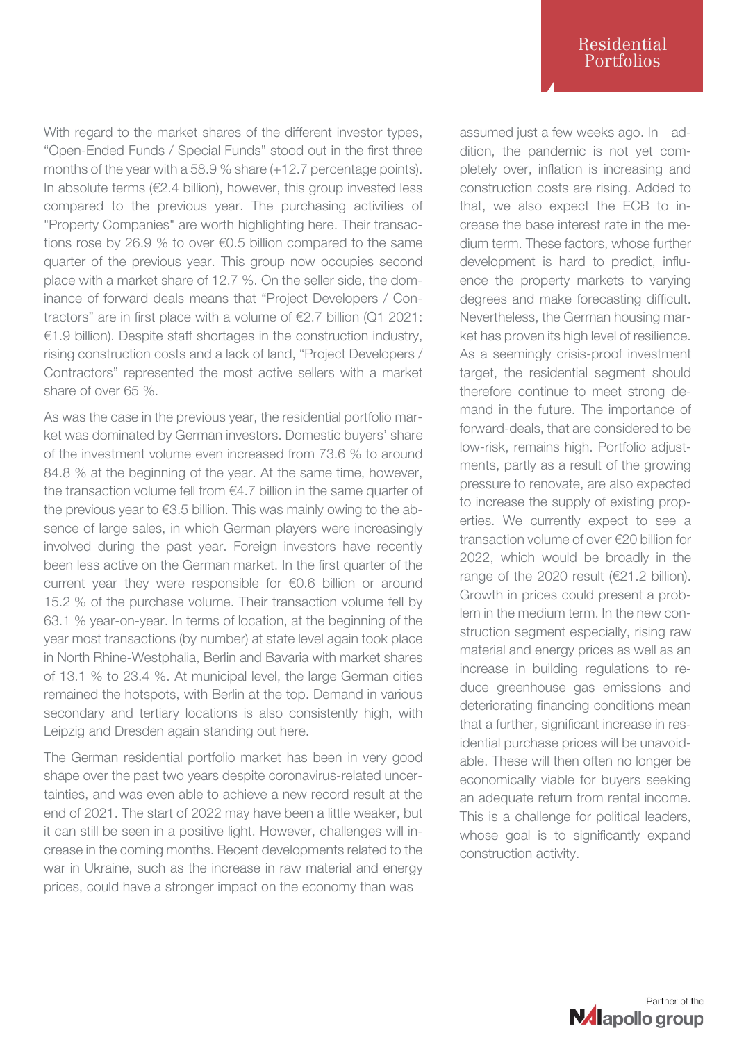With regard to the market shares of the different investor types, “Open-Ended Funds / Special Funds” stood out in the first three months of the year with a 58.9 % share (+12.7 percentage points). In absolute terms (€2.4 billion), however, this group invested less compared to the previous year. The purchasing activities of "Property Companies" are worth highlighting here. Their transactions rose by 26.9 % to over €0.5 billion compared to the same quarter of the previous year. This group now occupies second place with a market share of 12.7 %. On the seller side, the dominance of forward deals means that “Project Developers / Contractors” are in first place with a volume of €2.7 billion (Q1 2021: €1.9 billion). Despite staff shortages in the construction industry, rising construction costs and a lack of land, “Project Developers / Contractors” represented the most active sellers with a market share of over 65 %.

As was the case in the previous year, the residential portfolio market was dominated by German investors. Domestic buyers' share of the investment volume even increased from 73.6 % to around 84.8 % at the beginning of the year. At the same time, however, the transaction volume fell from €4.7 billion in the same quarter of the previous year to €3.5 billion. This was mainly owing to the absence of large sales, in which German players were increasingly involved during the past year. Foreign investors have recently been less active on the German market. In the first quarter of the current year they were responsible for €0.6 billion or around 15.2 % of the purchase volume. Their transaction volume fell by 63.1 % year-on-year. In terms of location, at the beginning of the year most transactions (by number) at state level again took place in North Rhine-Westphalia, Berlin and Bavaria with market shares of 13.1 % to 23.4 %. At municipal level, the large German cities remained the hotspots, with Berlin at the top. Demand in various secondary and tertiary locations is also consistently high, with Leipzig and Dresden again standing out here.

The German residential portfolio market has been in very good shape over the past two years despite coronavirus-related uncertainties, and was even able to achieve a new record result at the end of 2021. The start of 2022 may have been a little weaker, but it can still be seen in a positive light. However, challenges will increase in the coming months. Recent developments related to the war in Ukraine, such as the increase in raw material and energy prices, could have a stronger impact on the economy than was assumed just a few weeks ago. In addition, the pandemic is not yet completely over, inflation is increasing and construction costs are rising. Added to that, we also expect the ECB to increase the base interest rate in the medium term. These factors, whose further development is hard to predict, influence the property markets to varying degrees and make forecasting difficult. Nevertheless, the German housing market has proven its high level of resilience. As a seemingly crisis-proof investment target, the residential segment should therefore continue to meet strong demand in the future. The importance of forward-deals, that are considered to be low-risk, remains high. Portfolio adjustments, partly as a result of the growing pressure to renovate, are also expected to increase the supply of existing properties. We currently expect to see a transaction volume of over €20 billion for 2022, which would be broadly in the range of the 2020 result (€21.2 billion). Growth in prices could present a problem in the medium term. In the new construction segment especially, rising raw material and energy prices as well as an increase in building regulations to reduce greenhouse gas emissions and deteriorating financing conditions mean that a further, significant increase in residential purchase prices will be unavoidable. These will then often no longer be economically viable for buyers seeking an adequate return from rental income. This is a challenge for political leaders, whose goal is to significantly expand construction activity.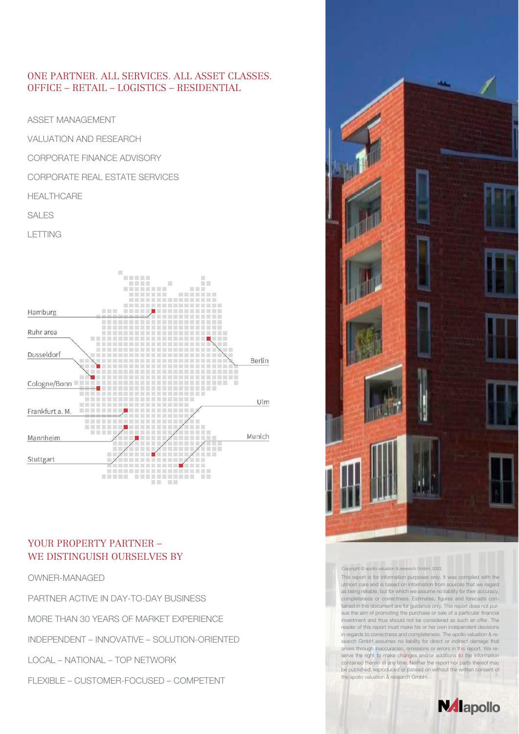## ONE PARTNER. ALL SERVICES. ALL ASSET CLASSES.
## OFFICE – RETAIL – LOGISTICS – RESIDENTIAL

ASSET MANAGEMENT

VALUATION AND RESEARCH

CORPORATE FINANCE ADVISORY

CORPORATE REAL ESTATE SERVICES

HEALTHCARE

SALES

LETTING

Hamburg
Ruhr area
Dusseldorf
Cologne/Bonn
Frankfurt a. M.
Mannheim
Stuttgart
Berlin
Ulm
Munich

## YOUR PROPERTY PARTNER – WE DISTINGUISH OURSELVES BY

OWNER-MANAGED

PARTNER ACTIVE IN DAY-TO-DAY BUSINESS

MORE THAN 30 YEARS OF MARKET EXPERIENCE

INDEPENDENT – INNOVATIVE – SOLUTION-ORIENTED

LOCAL – NATIONAL – TOP NETWORK

FLEXIBLE – CUSTOMER-FOCUSED – COMPETENT

Copyright © apollo valuation & research GmbH, 2022.

This report is for information purposes only. It was compiled with the utmost care and is based on information from sources that we regard as being reliable, but for which we assume no liability for their accuracy, completeness or correctness. Estimates, figures and forecasts contained in this document are for guidance only. This report does not pursue the aim of promoting the purchase or sale of a particular financial investment and thus should not be considered as such an offer. The reader of this report must make his or her own independent decisions in regards to correctness and completeness. The apollo valuation & research GmbH assumes no liability for direct or indirect damage that arises through inaccuracies, omissions or errors in this report. We reserve the right to make changes and/or additions to the information contained therein at any time. Neither the report nor parts thereof may be published, reproduced or passed on without the written consent of the apollo valuation & research GmbH.

NAI apollo